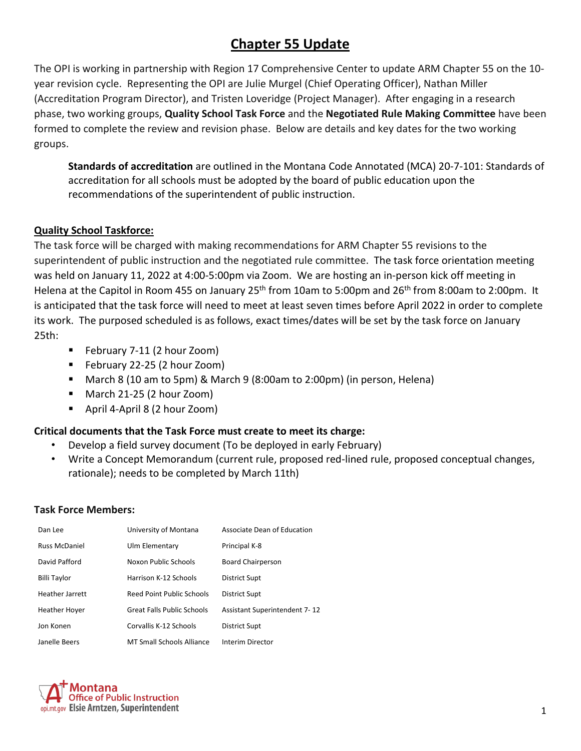# Chapter 55 Update

The OPI is working in partnership with Region 17 Comprehensive Center to update ARM Chapter 55 on the 10-year revision cycle. Representing the OPI are Julie Murgel (Chief Operating Officer), Nathan Miller (Accreditation Program Director), and Tristen Loveridge (Project Manager). After engaging in a research phase, two working groups, **Quality School Task Force** and the **Negotiated Rule Making Committee** have been formed to complete the review and revision phase. Below are details and key dates for the two working groups.

> **Standards of accreditation** are outlined in the Montana Code Annotated (MCA) 20-7-101: Standards of accreditation for all schools must be adopted by the board of public education upon the recommendations of the superintendent of public instruction.

## Quality School Taskforce:

The task force will be charged with making recommendations for ARM Chapter 55 revisions to the superintendent of public instruction and the negotiated rule committee. The task force orientation meeting was held on January 11, 2022 at 4:00-5:00pm via Zoom. We are hosting an in-person kick off meeting in Helena at the Capitol in Room 455 on January 25th from 10am to 5:00pm and 26th from 8:00am to 2:00pm. It is anticipated that the task force will need to meet at least seven times before April 2022 in order to complete its work. The purposed scheduled is as follows, exact times/dates will be set by the task force on January 25th:

- February 7-11 (2 hour Zoom)
- February 22-25 (2 hour Zoom)
- March 8 (10 am to 5pm) & March 9 (8:00am to 2:00pm) (in person, Helena)
- March 21-25 (2 hour Zoom)
- April 4-April 8 (2 hour Zoom)

### Critical documents that the Task Force must create to meet its charge:

- Develop a field survey document (To be deployed in early February)
- Write a Concept Memorandum (current rule, proposed red-lined rule, proposed conceptual changes, rationale); needs to be completed by March 11th)

### Task Force Members:

| | | |
|---|---|---|
| Dan Lee | University of Montana | Associate Dean of Education |
| Russ McDaniel | Ulm Elementary | Principal K-8 |
| David Pafford | Noxon Public Schools | Board Chairperson |
| Billi Taylor | Harrison K-12 Schools | District Supt |
| Heather Jarrett | Reed Point Public Schools | District Supt |
| Heather Hoyer | Great Falls Public Schools | Assistant Superintendent 7- 12 |
| Jon Konen | Corvallis K-12 Schools | District Supt |
| Janelle Beers | MT Small Schools Alliance | Interim Director |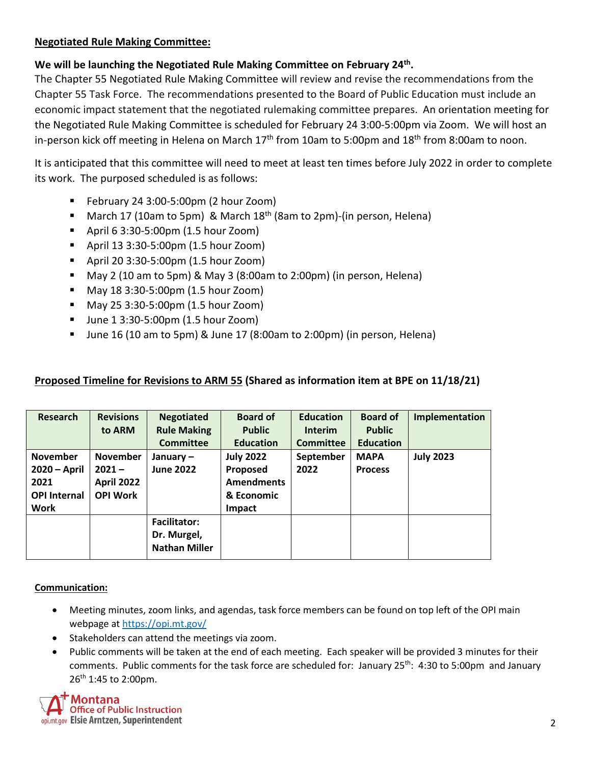**Negotiated Rule Making Committee:**

**We will be launching the Negotiated Rule Making Committee on February 24th.**

The Chapter 55 Negotiated Rule Making Committee will review and revise the recommendations from the Chapter 55 Task Force. The recommendations presented to the Board of Public Education must include an economic impact statement that the negotiated rulemaking committee prepares. An orientation meeting for the Negotiated Rule Making Committee is scheduled for February 24 3:00-5:00pm via Zoom. We will host an in-person kick off meeting in Helena on March 17th from 10am to 5:00pm and 18th from 8:00am to noon.

It is anticipated that this committee will need to meet at least ten times before July 2022 in order to complete its work. The purposed scheduled is as follows:

- February 24 3:00-5:00pm (2 hour Zoom)
- March 17 (10am to 5pm) & March 18th (8am to 2pm)-(in person, Helena)
- April 6 3:30-5:00pm (1.5 hour Zoom)
- April 13 3:30-5:00pm (1.5 hour Zoom)
- April 20 3:30-5:00pm (1.5 hour Zoom)
- May 2 (10 am to 5pm) & May 3 (8:00am to 2:00pm) (in person, Helena)
- May 18 3:30-5:00pm (1.5 hour Zoom)
- May 25 3:30-5:00pm (1.5 hour Zoom)
- June 1 3:30-5:00pm (1.5 hour Zoom)
- June 16 (10 am to 5pm) & June 17 (8:00am to 2:00pm) (in person, Helena)

**Proposed Timeline for Revisions to ARM 55 (Shared as information item at BPE on 11/18/21)**

| Research | Revisions to ARM | Negotiated Rule Making Committee | Board of Public Education | Education Interim Committee | Board of Public Education | Implementation |
|---|---|---|---|---|---|---|
| **November 2020 – April 2021 OPI Internal Work** | **November 2021 – April 2022 OPI Work** | **January – June 2022** | **July 2022 Proposed Amendments & Economic Impact** | **September 2022** | **MAPA Process** | **July 2023** |
| | | **Facilitator: Dr. Murgel, Nathan Miller** | | | | |

**Communication:**

- Meeting minutes, zoom links, and agendas, task force members can be found on top left of the OPI main webpage at https://opi.mt.gov/
- Stakeholders can attend the meetings via zoom.
- Public comments will be taken at the end of each meeting. Each speaker will be provided 3 minutes for their comments. Public comments for the task force are scheduled for: January 25th: 4:30 to 5:00pm and January 26th 1:45 to 2:00pm.

Montana Office of Public Instruction
opi.mt.gov Elsie Arntzen, Superintendent